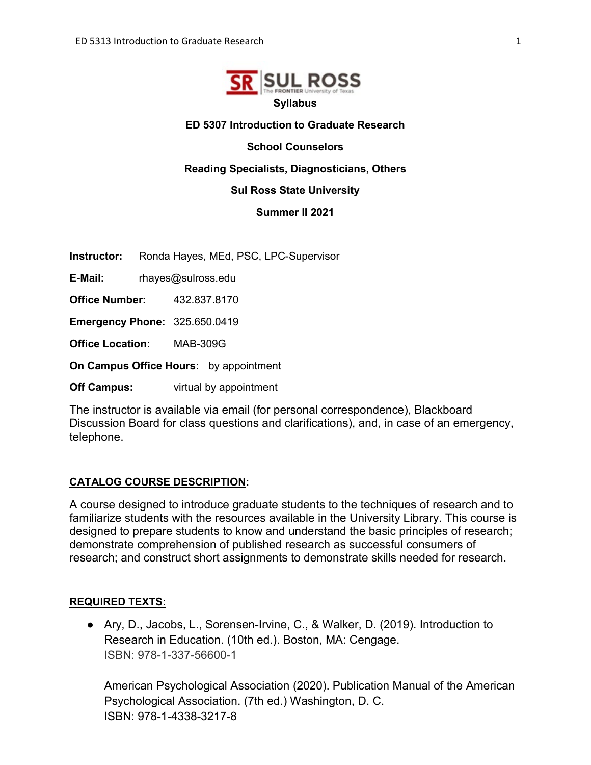**Syllabus**

**ED 5307 Introduction to Graduate Research**

**School Counselors**

**Reading Specialists, Diagnosticians, Others**

**Sul Ross State University**

**Summer II 2021**

**Instructor:** Ronda Hayes, MEd, PSC, LPC-Supervisor

**E-Mail:** rhayes@sulross.edu

**Office Number:** 432.837.8170

**Emergency Phone:** 325.650.0419

**Office Location:** MAB-309G

**On Campus Office Hours:** by appointment

**Off Campus:** virtual by appointment

The instructor is available via email (for personal correspondence), Blackboard Discussion Board for class questions and clarifications), and, in case of an emergency, telephone.

## CATALOG COURSE DESCRIPTION:

A course designed to introduce graduate students to the techniques of research and to familiarize students with the resources available in the University Library. This course is designed to prepare students to know and understand the basic principles of research; demonstrate comprehension of published research as successful consumers of research; and construct short assignments to demonstrate skills needed for research.

## REQUIRED TEXTS:

- Ary, D., Jacobs, L., Sorensen-Irvine, C., & Walker, D. (2019). Introduction to Research in Education. (10th ed.). Boston, MA: Cengage.
  ISBN: 978-1-337-56600-1

  American Psychological Association (2020). Publication Manual of the American Psychological Association. (7th ed.) Washington, D. C.
  ISBN: 978-1-4338-3217-8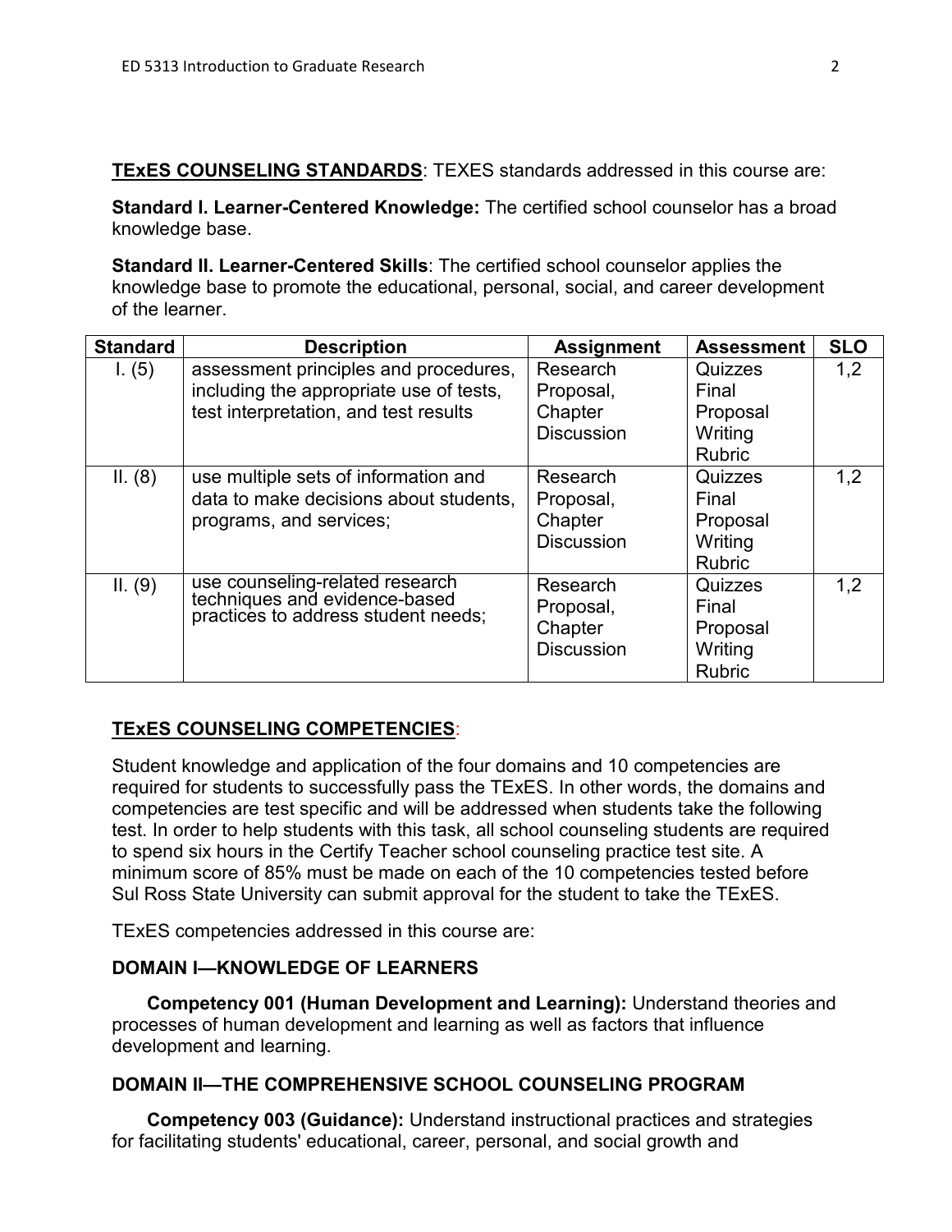**TExES COUNSELING STANDARDS**: TEXES standards addressed in this course are:

**Standard I. Learner-Centered Knowledge:** The certified school counselor has a broad knowledge base.

**Standard II. Learner-Centered Skills**: The certified school counselor applies the knowledge base to promote the educational, personal, social, and career development of the learner.

| Standard | Description | Assignment | Assessment | SLO |
|---|---|---|---|---|
| I. (5) | assessment principles and procedures, including the appropriate use of tests, test interpretation, and test results | Research Proposal, Chapter Discussion | Quizzes Final Proposal Writing Rubric | 1,2 |
| II. (8) | use multiple sets of information and data to make decisions about students, programs, and services; | Research Proposal, Chapter Discussion | Quizzes Final Proposal Writing Rubric | 1,2 |
| II. (9) | use counseling-related research techniques and evidence-based practices to address student needs; | Research Proposal, Chapter Discussion | Quizzes Final Proposal Writing Rubric | 1,2 |

**TExES COUNSELING COMPETENCIES**:

Student knowledge and application of the four domains and 10 competencies are required for students to successfully pass the TExES. In other words, the domains and competencies are test specific and will be addressed when students take the following test. In order to help students with this task, all school counseling students are required to spend six hours in the Certify Teacher school counseling practice test site. A minimum score of 85% must be made on each of the 10 competencies tested before Sul Ross State University can submit approval for the student to take the TExES.

TExES competencies addressed in this course are:

**DOMAIN I—KNOWLEDGE OF LEARNERS**

**Competency 001 (Human Development and Learning):** Understand theories and processes of human development and learning as well as factors that influence development and learning.

**DOMAIN II—THE COMPREHENSIVE SCHOOL COUNSELING PROGRAM**

**Competency 003 (Guidance):** Understand instructional practices and strategies for facilitating students' educational, career, personal, and social growth and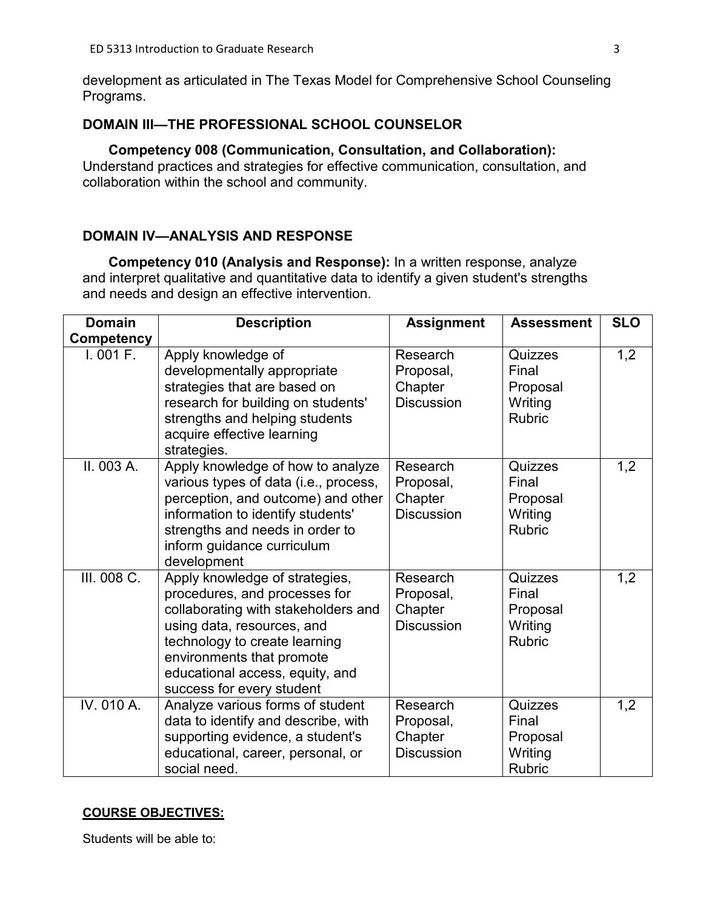development as articulated in The Texas Model for Comprehensive School Counseling Programs.

### DOMAIN III—THE PROFESSIONAL SCHOOL COUNSELOR

**Competency 008 (Communication, Consultation, and Collaboration):** Understand practices and strategies for effective communication, consultation, and collaboration within the school and community.

### DOMAIN IV—ANALYSIS AND RESPONSE

**Competency 010 (Analysis and Response):** In a written response, analyze and interpret qualitative and quantitative data to identify a given student's strengths and needs and design an effective intervention.

| Domain Competency | Description | Assignment | Assessment | SLO |
|---|---|---|---|---|
| I. 001 F. | Apply knowledge of developmentally appropriate strategies that are based on research for building on students' strengths and helping students acquire effective learning strategies. | Research Proposal, Chapter Discussion | Quizzes Final Proposal Writing Rubric | 1,2 |
| II. 003 A. | Apply knowledge of how to analyze various types of data (i.e., process, perception, and outcome) and other information to identify students' strengths and needs in order to inform guidance curriculum development | Research Proposal, Chapter Discussion | Quizzes Final Proposal Writing Rubric | 1,2 |
| III. 008 C. | Apply knowledge of strategies, procedures, and processes for collaborating with stakeholders and using data, resources, and technology to create learning environments that promote educational access, equity, and success for every student | Research Proposal, Chapter Discussion | Quizzes Final Proposal Writing Rubric | 1,2 |
| IV. 010 A. | Analyze various forms of student data to identify and describe, with supporting evidence, a student's educational, career, personal, or social need. | Research Proposal, Chapter Discussion | Quizzes Final Proposal Writing Rubric | 1,2 |

**COURSE OBJECTIVES:**

Students will be able to: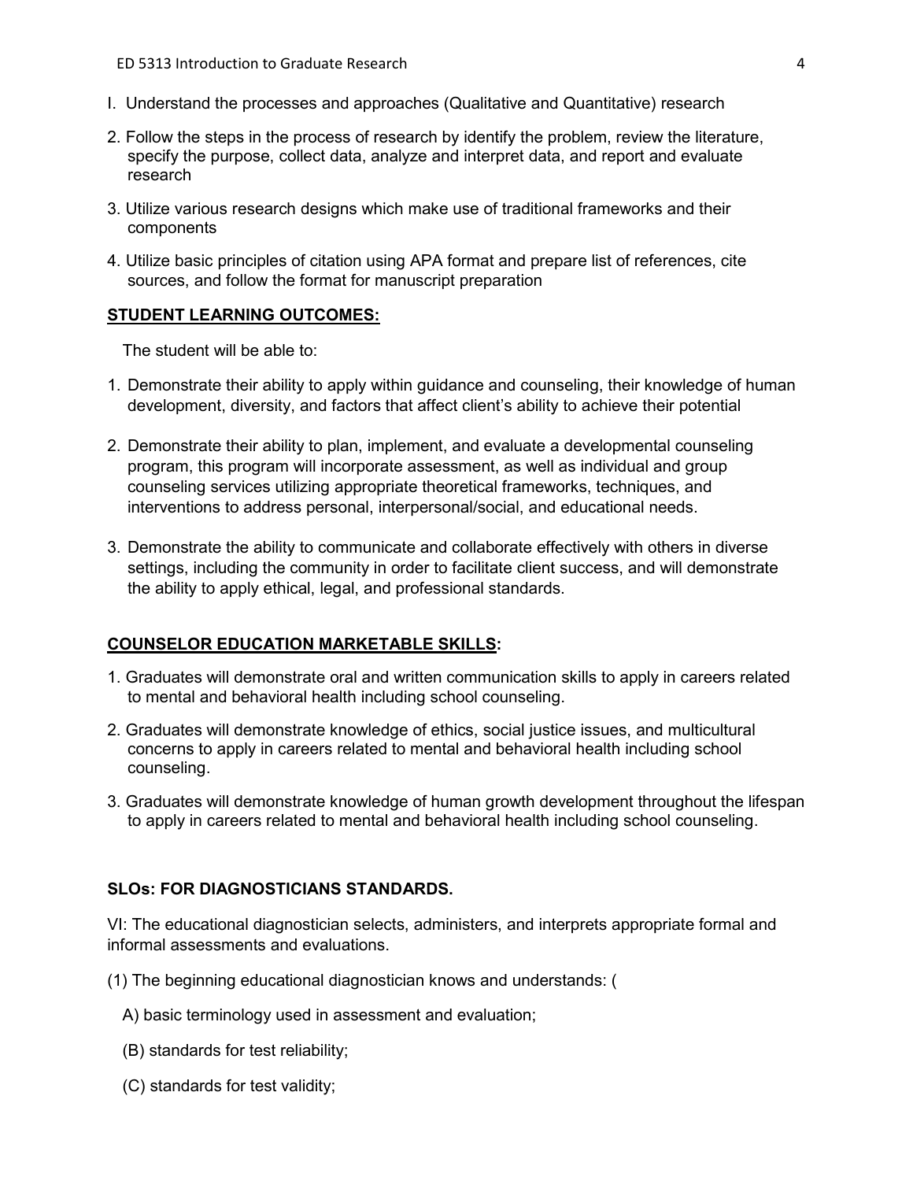I. Understand the processes and approaches (Qualitative and Quantitative) research

2. Follow the steps in the process of research by identify the problem, review the literature, specify the purpose, collect data, analyze and interpret data, and report and evaluate research

3. Utilize various research designs which make use of traditional frameworks and their components

4. Utilize basic principles of citation using APA format and prepare list of references, cite sources, and follow the format for manuscript preparation

**STUDENT LEARNING OUTCOMES:**

The student will be able to:

1. Demonstrate their ability to apply within guidance and counseling, their knowledge of human development, diversity, and factors that affect client's ability to achieve their potential

2. Demonstrate their ability to plan, implement, and evaluate a developmental counseling program, this program will incorporate assessment, as well as individual and group counseling services utilizing appropriate theoretical frameworks, techniques, and interventions to address personal, interpersonal/social, and educational needs.

3. Demonstrate the ability to communicate and collaborate effectively with others in diverse settings, including the community in order to facilitate client success, and will demonstrate the ability to apply ethical, legal, and professional standards.

**COUNSELOR EDUCATION MARKETABLE SKILLS:**

1. Graduates will demonstrate oral and written communication skills to apply in careers related to mental and behavioral health including school counseling.

2. Graduates will demonstrate knowledge of ethics, social justice issues, and multicultural concerns to apply in careers related to mental and behavioral health including school counseling.

3. Graduates will demonstrate knowledge of human growth development throughout the lifespan to apply in careers related to mental and behavioral health including school counseling.

**SLOs: FOR DIAGNOSTICIANS STANDARDS.**

VI: The educational diagnostician selects, administers, and interprets appropriate formal and informal assessments and evaluations.

(1) The beginning educational diagnostician knows and understands: (

A) basic terminology used in assessment and evaluation;

(B) standards for test reliability;

(C) standards for test validity;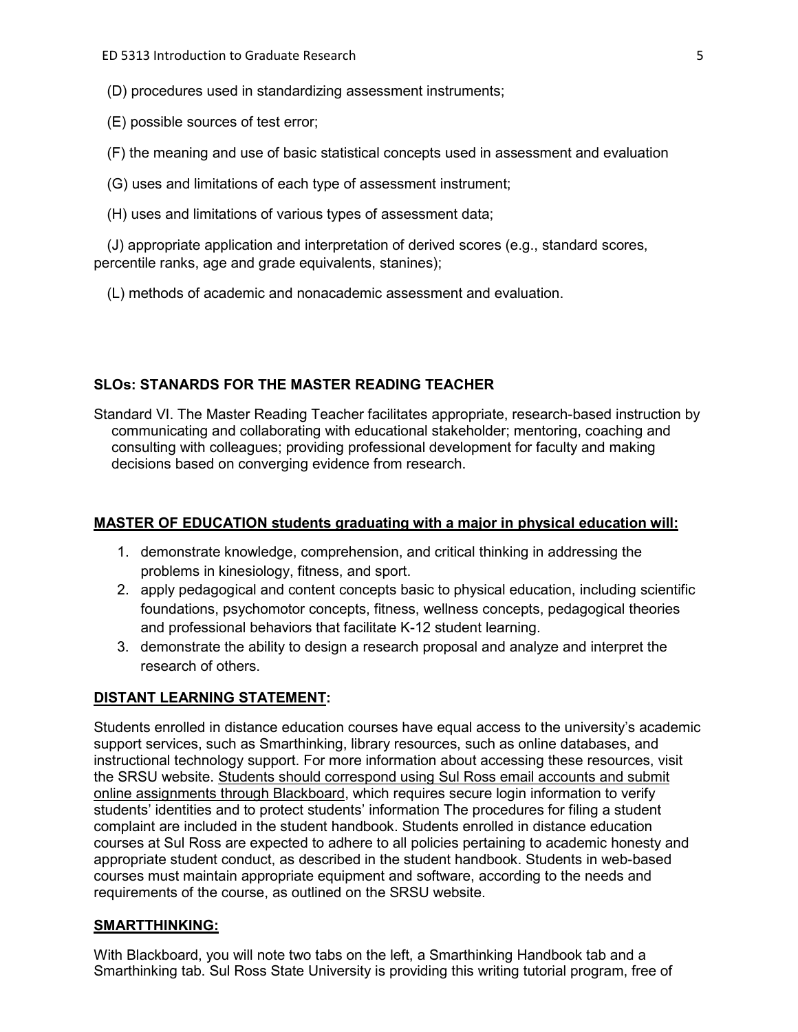(D) procedures used in standardizing assessment instruments;

(E) possible sources of test error;

(F) the meaning and use of basic statistical concepts used in assessment and evaluation

(G) uses and limitations of each type of assessment instrument;

(H) uses and limitations of various types of assessment data;

(J) appropriate application and interpretation of derived scores (e.g., standard scores, percentile ranks, age and grade equivalents, stanines);

(L) methods of academic and nonacademic assessment and evaluation.

**SLOs: STANARDS FOR THE MASTER READING TEACHER**

Standard VI. The Master Reading Teacher facilitates appropriate, research-based instruction by communicating and collaborating with educational stakeholder; mentoring, coaching and consulting with colleagues; providing professional development for faculty and making decisions based on converging evidence from research.

**MASTER OF EDUCATION students graduating with a major in physical education will:**

1. demonstrate knowledge, comprehension, and critical thinking in addressing the problems in kinesiology, fitness, and sport.
2. apply pedagogical and content concepts basic to physical education, including scientific foundations, psychomotor concepts, fitness, wellness concepts, pedagogical theories and professional behaviors that facilitate K-12 student learning.
3. demonstrate the ability to design a research proposal and analyze and interpret the research of others.

**DISTANT LEARNING STATEMENT:**

Students enrolled in distance education courses have equal access to the university's academic support services, such as Smarthinking, library resources, such as online databases, and instructional technology support. For more information about accessing these resources, visit the SRSU website. Students should correspond using Sul Ross email accounts and submit online assignments through Blackboard, which requires secure login information to verify students' identities and to protect students' information The procedures for filing a student complaint are included in the student handbook. Students enrolled in distance education courses at Sul Ross are expected to adhere to all policies pertaining to academic honesty and appropriate student conduct, as described in the student handbook. Students in web-based courses must maintain appropriate equipment and software, according to the needs and requirements of the course, as outlined on the SRSU website.

**SMARTTHINKING:**

With Blackboard, you will note two tabs on the left, a Smarthinking Handbook tab and a Smarthinking tab. Sul Ross State University is providing this writing tutorial program, free of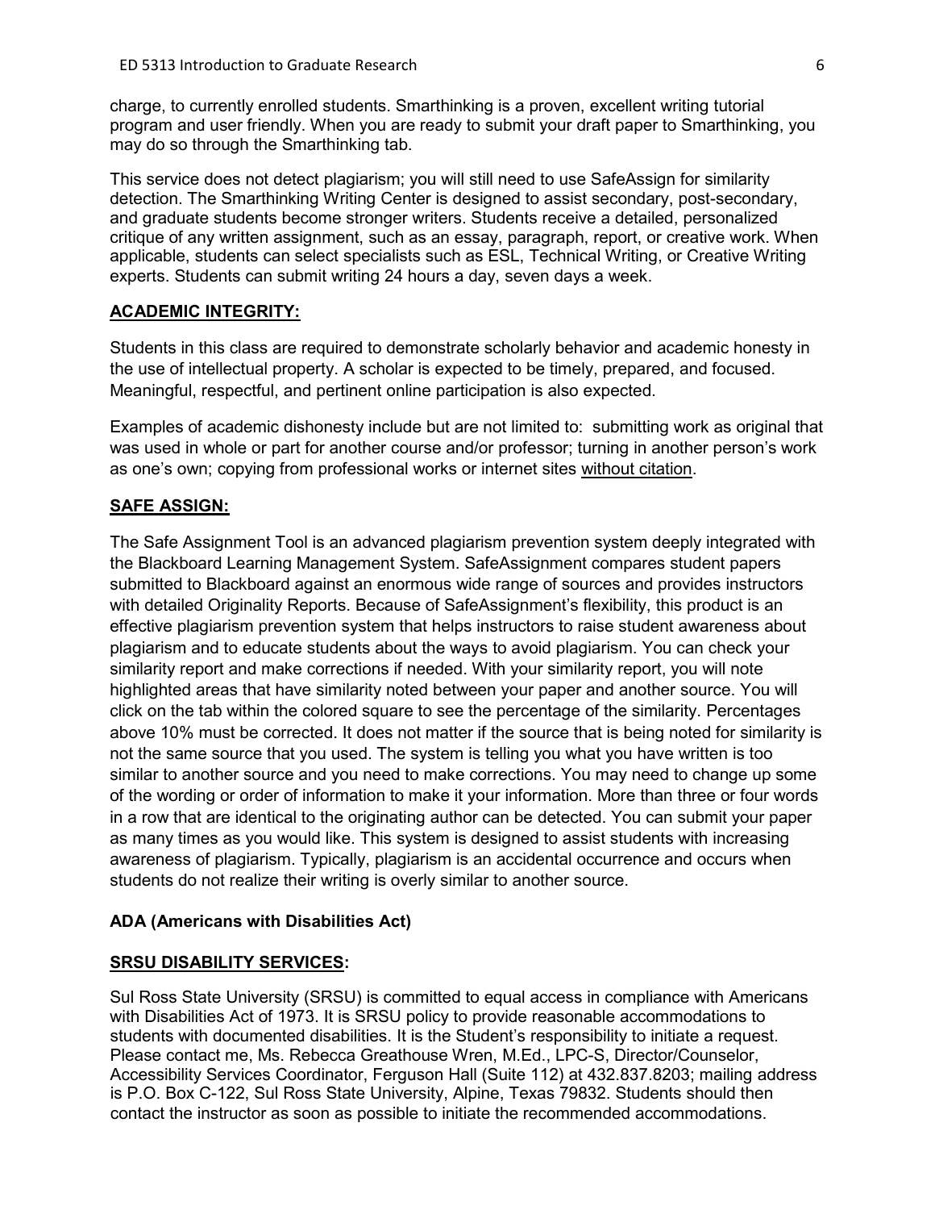charge, to currently enrolled students. Smarthinking is a proven, excellent writing tutorial program and user friendly. When you are ready to submit your draft paper to Smarthinking, you may do so through the Smarthinking tab.

This service does not detect plagiarism; you will still need to use SafeAssign for similarity detection. The Smarthinking Writing Center is designed to assist secondary, post-secondary, and graduate students become stronger writers. Students receive a detailed, personalized critique of any written assignment, such as an essay, paragraph, report, or creative work. When applicable, students can select specialists such as ESL, Technical Writing, or Creative Writing experts. Students can submit writing 24 hours a day, seven days a week.

## ACADEMIC INTEGRITY:

Students in this class are required to demonstrate scholarly behavior and academic honesty in the use of intellectual property. A scholar is expected to be timely, prepared, and focused. Meaningful, respectful, and pertinent online participation is also expected.

Examples of academic dishonesty include but are not limited to: submitting work as original that was used in whole or part for another course and/or professor; turning in another person's work as one's own; copying from professional works or internet sites without citation.

## SAFE ASSIGN:

The Safe Assignment Tool is an advanced plagiarism prevention system deeply integrated with the Blackboard Learning Management System. SafeAssignment compares student papers submitted to Blackboard against an enormous wide range of sources and provides instructors with detailed Originality Reports. Because of SafeAssignment's flexibility, this product is an effective plagiarism prevention system that helps instructors to raise student awareness about plagiarism and to educate students about the ways to avoid plagiarism. You can check your similarity report and make corrections if needed. With your similarity report, you will note highlighted areas that have similarity noted between your paper and another source. You will click on the tab within the colored square to see the percentage of the similarity. Percentages above 10% must be corrected. It does not matter if the source that is being noted for similarity is not the same source that you used. The system is telling you what you have written is too similar to another source and you need to make corrections. You may need to change up some of the wording or order of information to make it your information. More than three or four words in a row that are identical to the originating author can be detected. You can submit your paper as many times as you would like. This system is designed to assist students with increasing awareness of plagiarism. Typically, plagiarism is an accidental occurrence and occurs when students do not realize their writing is overly similar to another source.

**ADA (Americans with Disabilities Act)**

## SRSU DISABILITY SERVICES:

Sul Ross State University (SRSU) is committed to equal access in compliance with Americans with Disabilities Act of 1973. It is SRSU policy to provide reasonable accommodations to students with documented disabilities. It is the Student's responsibility to initiate a request. Please contact me, Ms. Rebecca Greathouse Wren, M.Ed., LPC-S, Director/Counselor, Accessibility Services Coordinator, Ferguson Hall (Suite 112) at 432.837.8203; mailing address is P.O. Box C-122, Sul Ross State University, Alpine, Texas 79832. Students should then contact the instructor as soon as possible to initiate the recommended accommodations.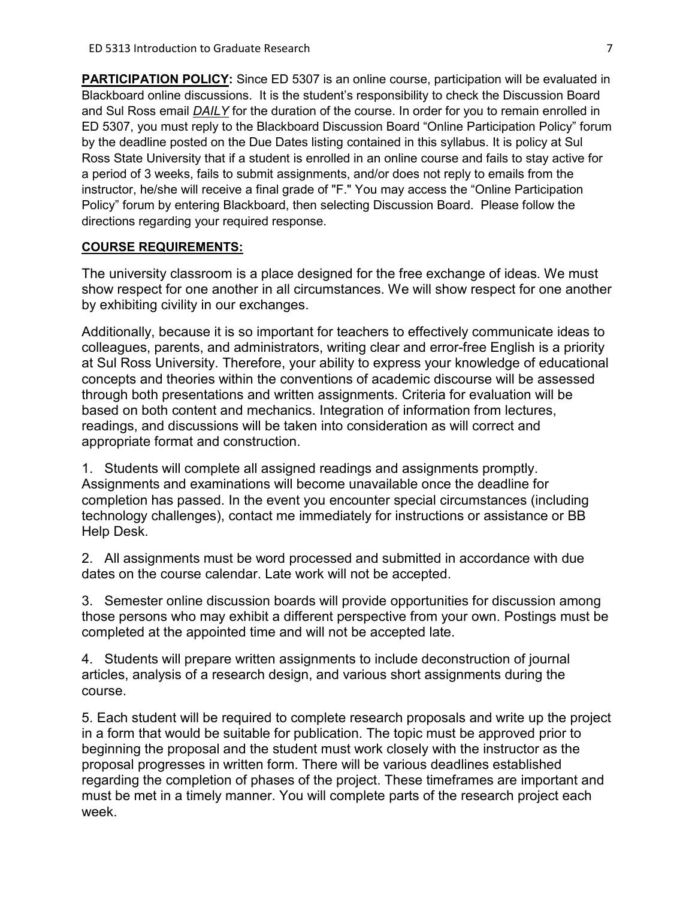**PARTICIPATION POLICY:** Since ED 5307 is an online course, participation will be evaluated in Blackboard online discussions. It is the student's responsibility to check the Discussion Board and Sul Ross email ***DAILY*** for the duration of the course. In order for you to remain enrolled in ED 5307, you must reply to the Blackboard Discussion Board "Online Participation Policy" forum by the deadline posted on the Due Dates listing contained in this syllabus. It is policy at Sul Ross State University that if a student is enrolled in an online course and fails to stay active for a period of 3 weeks, fails to submit assignments, and/or does not reply to emails from the instructor, he/she will receive a final grade of "F." You may access the "Online Participation Policy" forum by entering Blackboard, then selecting Discussion Board. Please follow the directions regarding your required response.

**COURSE REQUIREMENTS:**

The university classroom is a place designed for the free exchange of ideas. We must show respect for one another in all circumstances. We will show respect for one another by exhibiting civility in our exchanges.

Additionally, because it is so important for teachers to effectively communicate ideas to colleagues, parents, and administrators, writing clear and error-free English is a priority at Sul Ross University. Therefore, your ability to express your knowledge of educational concepts and theories within the conventions of academic discourse will be assessed through both presentations and written assignments. Criteria for evaluation will be based on both content and mechanics. Integration of information from lectures, readings, and discussions will be taken into consideration as will correct and appropriate format and construction.

1. Students will complete all assigned readings and assignments promptly. Assignments and examinations will become unavailable once the deadline for completion has passed. In the event you encounter special circumstances (including technology challenges), contact me immediately for instructions or assistance or BB Help Desk.

2. All assignments must be word processed and submitted in accordance with due dates on the course calendar. Late work will not be accepted.

3. Semester online discussion boards will provide opportunities for discussion among those persons who may exhibit a different perspective from your own. Postings must be completed at the appointed time and will not be accepted late.

4. Students will prepare written assignments to include deconstruction of journal articles, analysis of a research design, and various short assignments during the course.

5. Each student will be required to complete research proposals and write up the project in a form that would be suitable for publication. The topic must be approved prior to beginning the proposal and the student must work closely with the instructor as the proposal progresses in written form. There will be various deadlines established regarding the completion of phases of the project. These timeframes are important and must be met in a timely manner. You will complete parts of the research project each week.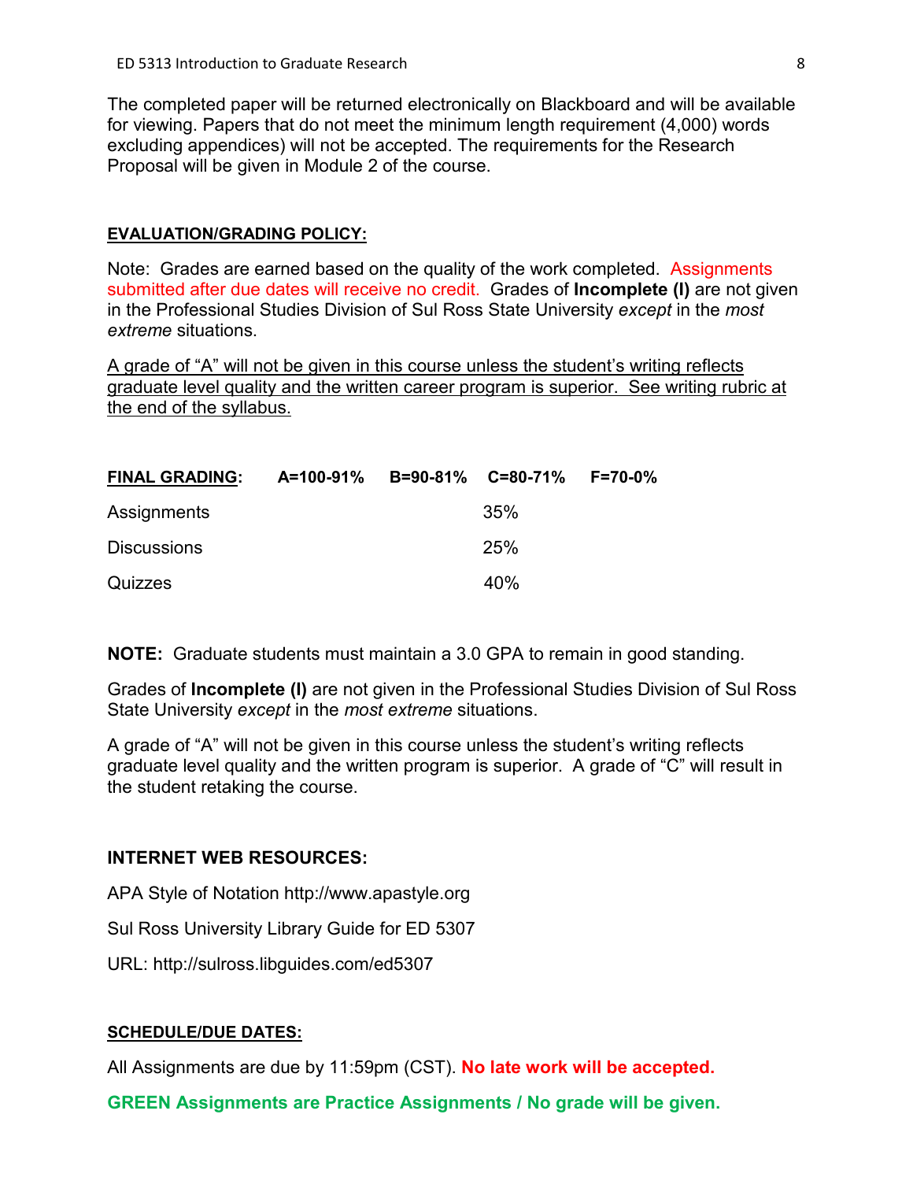The completed paper will be returned electronically on Blackboard and will be available for viewing. Papers that do not meet the minimum length requirement (4,000) words excluding appendices) will not be accepted. The requirements for the Research Proposal will be given in Module 2 of the course.

**EVALUATION/GRADING POLICY:**

Note: Grades are earned based on the quality of the work completed. Assignments submitted after due dates will receive no credit. Grades of **Incomplete (I)** are not given in the Professional Studies Division of Sul Ross State University *except* in the *most extreme* situations.

A grade of "A" will not be given in this course unless the student's writing reflects graduate level quality and the written career program is superior. See writing rubric at the end of the syllabus.

**FINAL GRADING:** A=100-91% B=90-81% C=80-71% F=70-0%

| | |
|---|---|
| Assignments | 35% |
| Discussions | 25% |
| Quizzes | 40% |

**NOTE:** Graduate students must maintain a 3.0 GPA to remain in good standing.

Grades of **Incomplete (I)** are not given in the Professional Studies Division of Sul Ross State University *except* in the *most extreme* situations.

A grade of "A" will not be given in this course unless the student's writing reflects graduate level quality and the written program is superior. A grade of "C" will result in the student retaking the course.

**INTERNET WEB RESOURCES:**

APA Style of Notation http://www.apastyle.org

Sul Ross University Library Guide for ED 5307

URL: http://sulross.libguides.com/ed5307

**SCHEDULE/DUE DATES:**

All Assignments are due by 11:59pm (CST). **No late work will be accepted.**

**GREEN Assignments are Practice Assignments / No grade will be given.**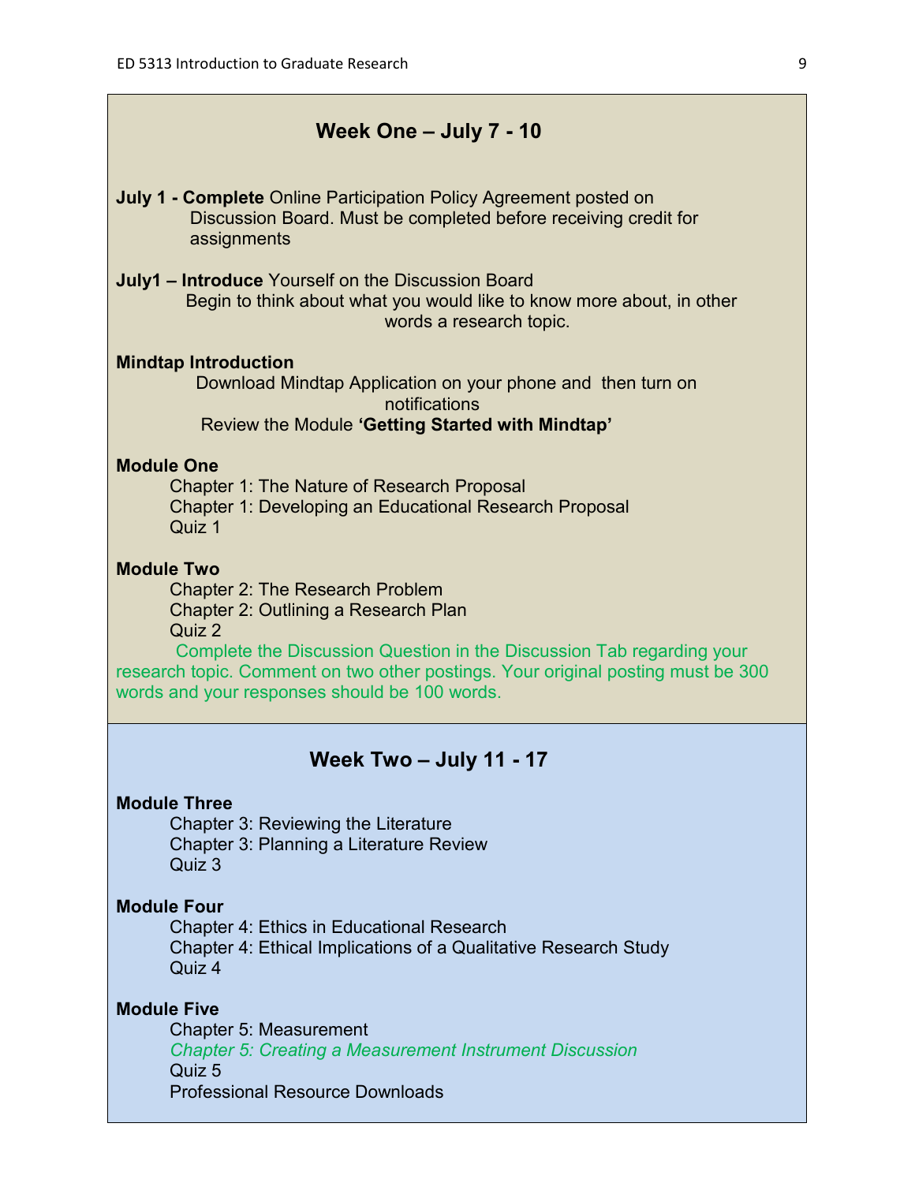## Week One – July 7 - 10

**July 1 - Complete** Online Participation Policy Agreement posted on Discussion Board. Must be completed before receiving credit for assignments

**July1 – Introduce** Yourself on the Discussion Board
Begin to think about what you would like to know more about, in other words a research topic.

**Mindtap Introduction**
Download Mindtap Application on your phone and then turn on notifications
Review the Module **'Getting Started with Mindtap'**

**Module One**
Chapter 1: The Nature of Research Proposal
Chapter 1: Developing an Educational Research Proposal
Quiz 1

**Module Two**
Chapter 2: The Research Problem
Chapter 2: Outlining a Research Plan
Quiz 2
Complete the Discussion Question in the Discussion Tab regarding your research topic. Comment on two other postings. Your original posting must be 300 words and your responses should be 100 words.

## Week Two – July 11 - 17

**Module Three**
Chapter 3: Reviewing the Literature
Chapter 3: Planning a Literature Review
Quiz 3

**Module Four**
Chapter 4: Ethics in Educational Research
Chapter 4: Ethical Implications of a Qualitative Research Study
Quiz 4

**Module Five**
Chapter 5: Measurement
*Chapter 5: Creating a Measurement Instrument Discussion*
Quiz 5
Professional Resource Downloads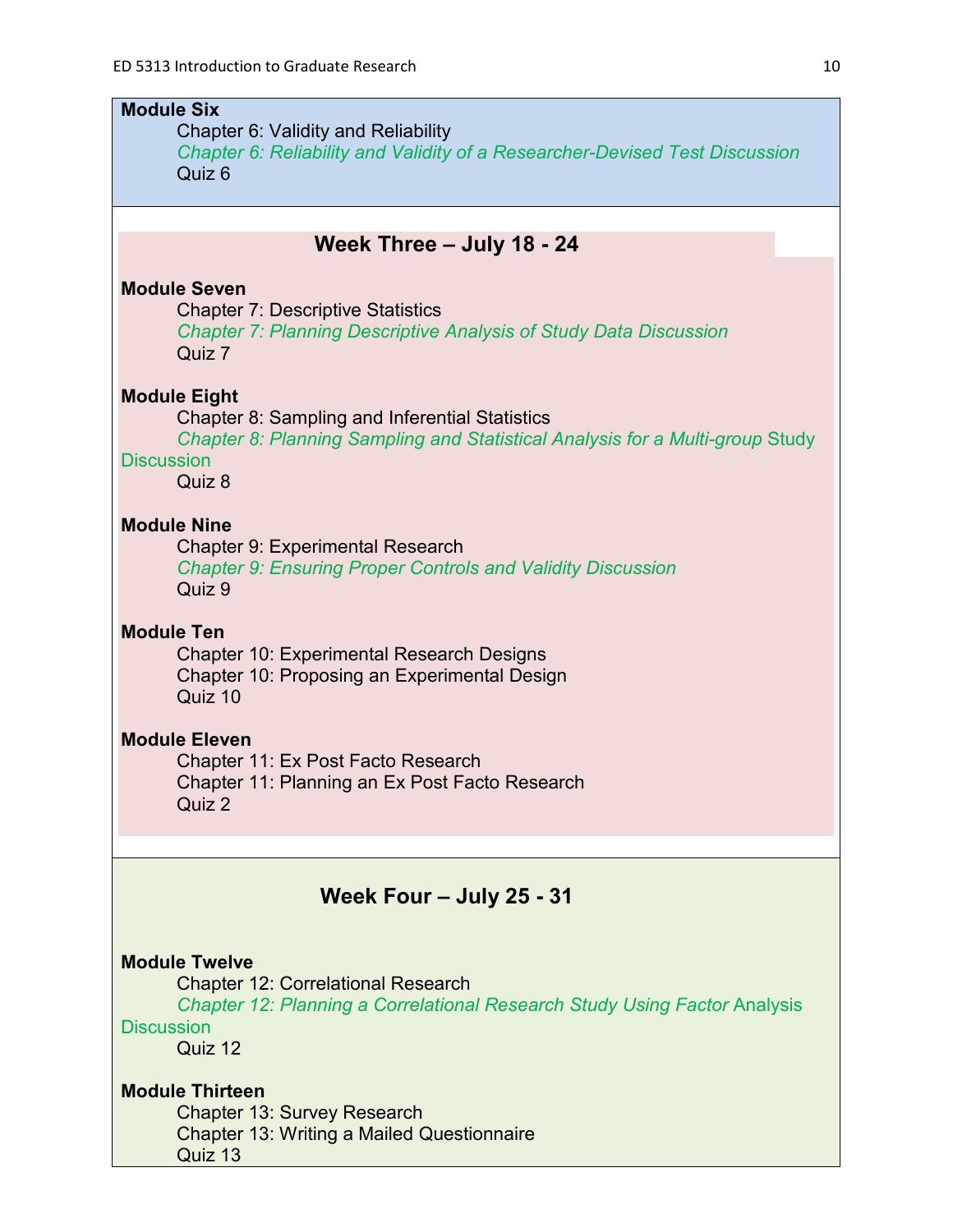**Module Six**

Chapter 6: Validity and Reliability

*Chapter 6: Reliability and Validity of a Researcher-Devised Test Discussion*

Quiz 6

## Week Three – July 18 - 24

**Module Seven**

Chapter 7: Descriptive Statistics

*Chapter 7: Planning Descriptive Analysis of Study Data Discussion*

Quiz 7

**Module Eight**

Chapter 8: Sampling and Inferential Statistics

*Chapter 8: Planning Sampling and Statistical Analysis for a Multi-group* Study Discussion

Quiz 8

**Module Nine**

Chapter 9: Experimental Research

*Chapter 9: Ensuring Proper Controls and Validity Discussion*

Quiz 9

**Module Ten**

Chapter 10: Experimental Research Designs

Chapter 10: Proposing an Experimental Design

Quiz 10

**Module Eleven**

Chapter 11: Ex Post Facto Research

Chapter 11: Planning an Ex Post Facto Research

Quiz 2

## Week Four – July 25 - 31

**Module Twelve**

Chapter 12: Correlational Research

*Chapter 12: Planning a Correlational Research Study Using Factor* Analysis Discussion

Quiz 12

**Module Thirteen**

Chapter 13: Survey Research

Chapter 13: Writing a Mailed Questionnaire

Quiz 13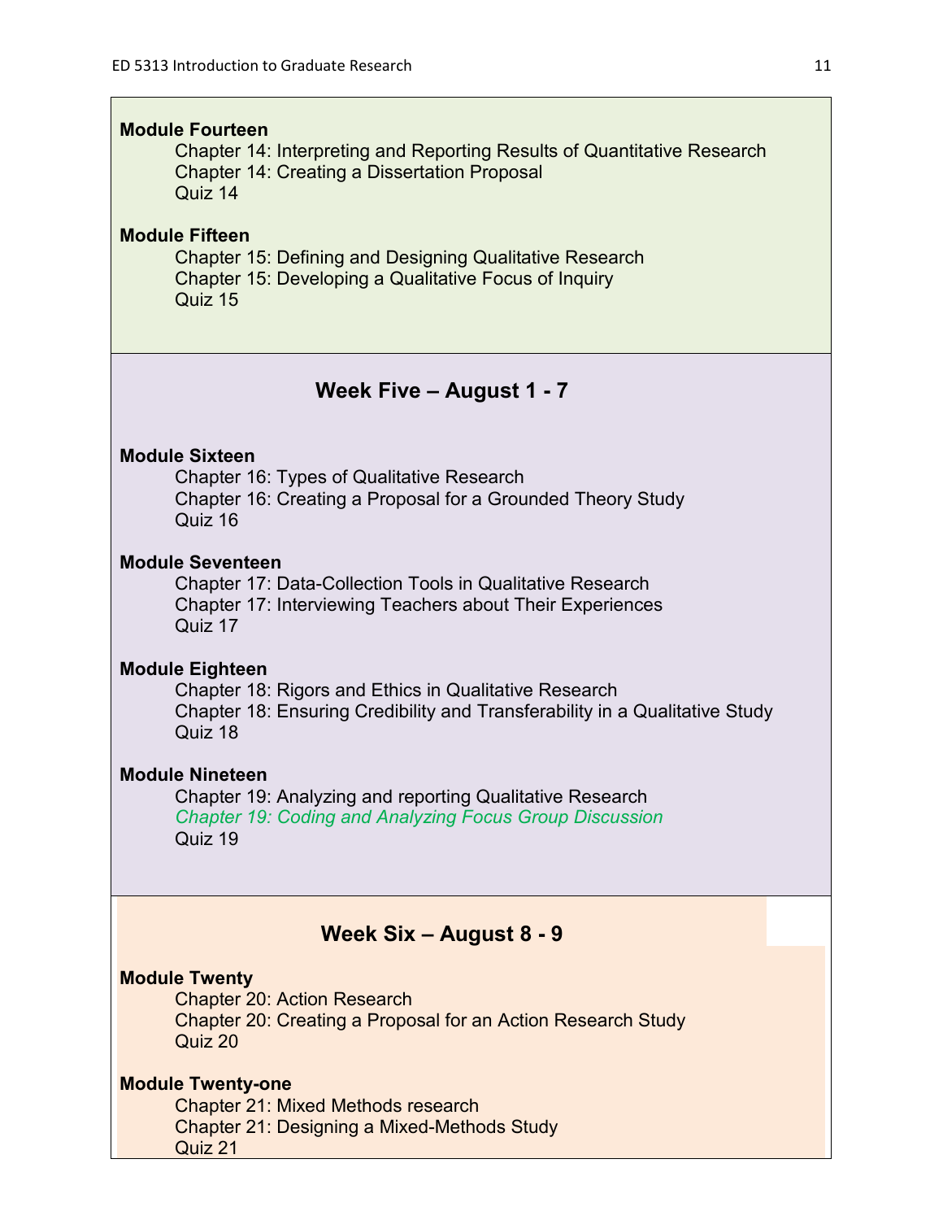**Module Fourteen**

Chapter 14: Interpreting and Reporting Results of Quantitative Research
Chapter 14: Creating a Dissertation Proposal
Quiz 14

**Module Fifteen**

Chapter 15: Defining and Designing Qualitative Research
Chapter 15: Developing a Qualitative Focus of Inquiry
Quiz 15

## Week Five – August 1 - 7

**Module Sixteen**

Chapter 16: Types of Qualitative Research
Chapter 16: Creating a Proposal for a Grounded Theory Study
Quiz 16

**Module Seventeen**

Chapter 17: Data-Collection Tools in Qualitative Research
Chapter 17: Interviewing Teachers about Their Experiences
Quiz 17

**Module Eighteen**

Chapter 18: Rigors and Ethics in Qualitative Research
Chapter 18: Ensuring Credibility and Transferability in a Qualitative Study
Quiz 18

**Module Nineteen**

Chapter 19: Analyzing and reporting Qualitative Research
*Chapter 19: Coding and Analyzing Focus Group Discussion*
Quiz 19

## Week Six – August 8 - 9

**Module Twenty**

Chapter 20: Action Research
Chapter 20: Creating a Proposal for an Action Research Study
Quiz 20

**Module Twenty-one**

Chapter 21: Mixed Methods research
Chapter 21: Designing a Mixed-Methods Study
Quiz 21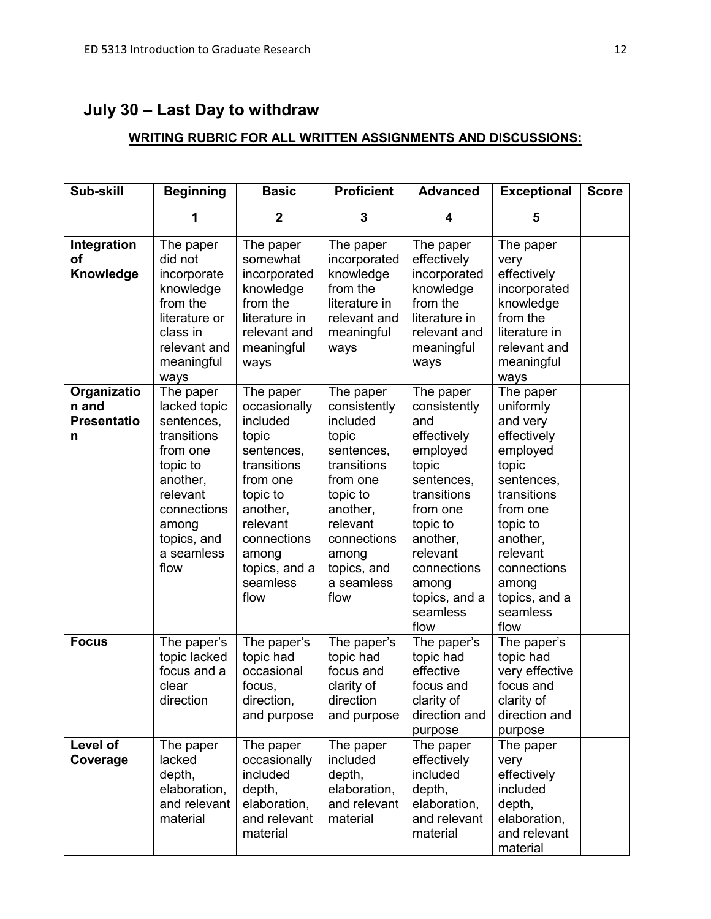## July 30 – Last Day to withdraw

**WRITING RUBRIC FOR ALL WRITTEN ASSIGNMENTS AND DISCUSSIONS:**

| Sub-skill | Beginning 1 | Basic 2 | Proficient 3 | Advanced 4 | Exceptional 5 | Score |
|---|---|---|---|---|---|---|
| **Integration of Knowledge** | The paper did not incorporate knowledge from the literature or class in relevant and meaningful ways | The paper somewhat incorporated knowledge from the literature in relevant and meaningful ways | The paper incorporated knowledge from the literature in relevant and meaningful ways | The paper effectively incorporated knowledge from the literature in relevant and meaningful ways | The paper very effectively incorporated knowledge from the literature in relevant and meaningful ways | |
| **Organization and Presentation** | The paper lacked topic sentences, transitions from one topic to another, relevant connections among topics, and a seamless flow | The paper occasionally included topic sentences, transitions from one topic to another, relevant connections among topics, and a seamless flow | The paper consistently included topic sentences, transitions from one topic to another, relevant connections among topics, and a seamless flow | The paper consistently and effectively employed topic sentences, transitions from one topic to another, relevant connections among topics, and a seamless flow | The paper uniformly and very effectively employed topic sentences, transitions from one topic to another, relevant connections among topics, and a seamless flow | |
| **Focus** | The paper's topic lacked focus and a clear direction | The paper's topic had occasional focus, direction, and purpose | The paper's topic had focus and clarity of direction and purpose | The paper's topic had effective focus and clarity of direction and purpose | The paper's topic had very effective focus and clarity of direction and purpose | |
| **Level of Coverage** | The paper lacked depth, elaboration, and relevant material | The paper occasionally included depth, elaboration, and relevant material | The paper included depth, elaboration, and relevant material | The paper effectively included depth, elaboration, and relevant material | The paper very effectively included depth, elaboration, and relevant material | |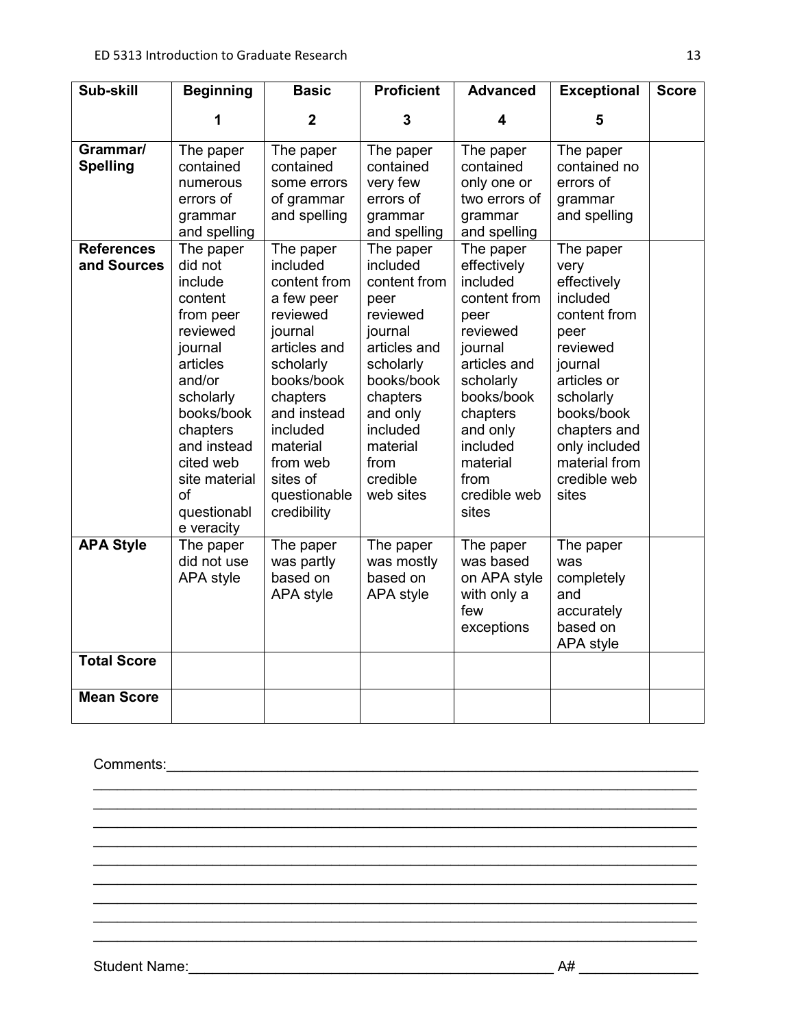| Sub-skill | Beginning<br>1 | Basic<br>2 | Proficient<br>3 | Advanced<br>4 | Exceptional<br>5 | Score |
|---|---|---|---|---|---|---|
| **Grammar/ Spelling** | The paper contained numerous errors of grammar and spelling | The paper contained some errors of grammar and spelling | The paper contained very few errors of grammar and spelling | The paper contained only one or two errors of grammar and spelling | The paper contained no errors of grammar and spelling | |
| **References and Sources** | The paper did not include content from peer reviewed journal articles and/or scholarly books/book chapters and instead cited web site material of questionable veracity | The paper included content from a few peer reviewed journal articles and scholarly books/book chapters and instead included material from web sites of questionable credibility | The paper included content from peer reviewed journal articles and scholarly books/book chapters and only included material from credible web sites | The paper effectively included content from peer reviewed journal articles and scholarly books/book chapters and only included material from credible web sites | The paper very effectively included content from peer reviewed journal articles or scholarly books/book chapters and only included material from credible web sites | |
| **APA Style** | The paper did not use APA style | The paper was partly based on APA style | The paper was mostly based on APA style | The paper was based on APA style with only a few exceptions | The paper was completely and accurately based on APA style | |
| **Total Score** | | | | | | |
| **Mean Score** | | | | | | |

Comments:\_\_\_\_\_\_\_\_\_\_\_\_\_\_\_\_\_\_\_\_\_\_\_\_\_\_\_\_\_\_\_\_\_\_\_\_\_\_\_\_\_\_\_\_\_\_\_\_\_\_\_\_\_\_\_\_\_\_\_\_\_\_\_\_\_\_

\_\_\_\_\_\_\_\_\_\_\_\_\_\_\_\_\_\_\_\_\_\_\_\_\_\_\_\_\_\_\_\_\_\_\_\_\_\_\_\_\_\_\_\_\_\_\_\_\_\_\_\_\_\_\_\_\_\_\_\_\_\_\_\_\_\_\_\_\_\_\_\_\_\_\_\_

\_\_\_\_\_\_\_\_\_\_\_\_\_\_\_\_\_\_\_\_\_\_\_\_\_\_\_\_\_\_\_\_\_\_\_\_\_\_\_\_\_\_\_\_\_\_\_\_\_\_\_\_\_\_\_\_\_\_\_\_\_\_\_\_\_\_\_\_\_\_\_\_\_\_\_\_

\_\_\_\_\_\_\_\_\_\_\_\_\_\_\_\_\_\_\_\_\_\_\_\_\_\_\_\_\_\_\_\_\_\_\_\_\_\_\_\_\_\_\_\_\_\_\_\_\_\_\_\_\_\_\_\_\_\_\_\_\_\_\_\_\_\_\_\_\_\_\_\_\_\_\_\_

\_\_\_\_\_\_\_\_\_\_\_\_\_\_\_\_\_\_\_\_\_\_\_\_\_\_\_\_\_\_\_\_\_\_\_\_\_\_\_\_\_\_\_\_\_\_\_\_\_\_\_\_\_\_\_\_\_\_\_\_\_\_\_\_\_\_\_\_\_\_\_\_\_\_\_\_

\_\_\_\_\_\_\_\_\_\_\_\_\_\_\_\_\_\_\_\_\_\_\_\_\_\_\_\_\_\_\_\_\_\_\_\_\_\_\_\_\_\_\_\_\_\_\_\_\_\_\_\_\_\_\_\_\_\_\_\_\_\_\_\_\_\_\_\_\_\_\_\_\_\_\_\_

\_\_\_\_\_\_\_\_\_\_\_\_\_\_\_\_\_\_\_\_\_\_\_\_\_\_\_\_\_\_\_\_\_\_\_\_\_\_\_\_\_\_\_\_\_\_\_\_\_\_\_\_\_\_\_\_\_\_\_\_\_\_\_\_\_\_\_\_\_\_\_\_\_\_\_\_

\_\_\_\_\_\_\_\_\_\_\_\_\_\_\_\_\_\_\_\_\_\_\_\_\_\_\_\_\_\_\_\_\_\_\_\_\_\_\_\_\_\_\_\_\_\_\_\_\_\_\_\_\_\_\_\_\_\_\_\_\_\_\_\_\_\_\_\_\_\_\_\_\_\_\_\_

\_\_\_\_\_\_\_\_\_\_\_\_\_\_\_\_\_\_\_\_\_\_\_\_\_\_\_\_\_\_\_\_\_\_\_\_\_\_\_\_\_\_\_\_\_\_\_\_\_\_\_\_\_\_\_\_\_\_\_\_\_\_\_\_\_\_\_\_\_\_\_\_\_\_\_\_

\_\_\_\_\_\_\_\_\_\_\_\_\_\_\_\_\_\_\_\_\_\_\_\_\_\_\_\_\_\_\_\_\_\_\_\_\_\_\_\_\_\_\_\_\_\_\_\_\_\_\_\_\_\_\_\_\_\_\_\_\_\_\_\_\_\_\_\_\_\_\_\_\_\_\_\_

Student Name:\_\_\_\_\_\_\_\_\_\_\_\_\_\_\_\_\_\_\_\_\_\_\_\_\_\_\_\_\_\_\_\_\_\_\_\_\_\_\_\_\_\_\_\_\_\_\_\_ A# \_\_\_\_\_\_\_\_\_\_\_\_\_\_\_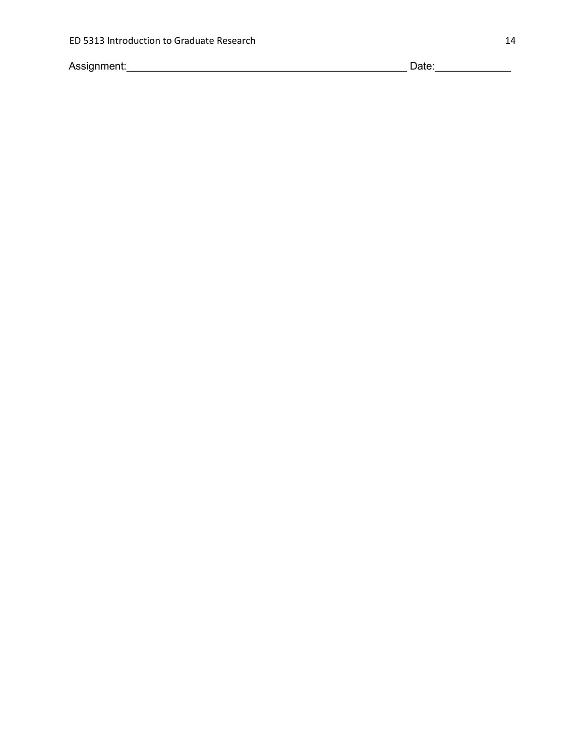Assignment:_______________________________________________ Date:____________